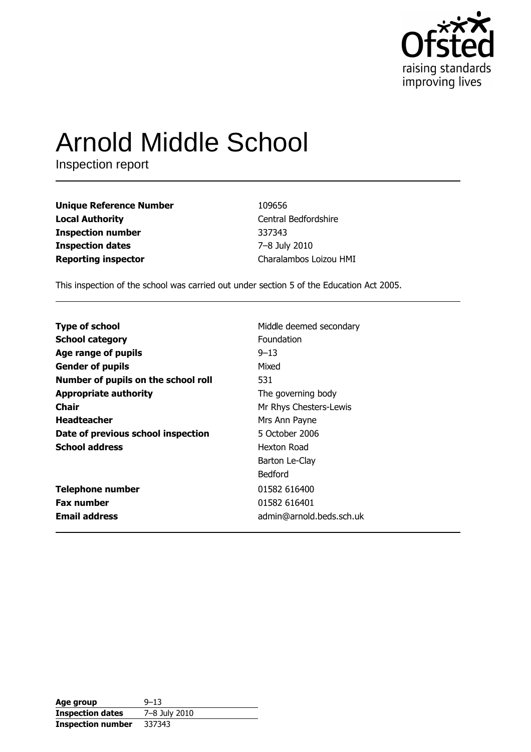Ofsted
raising standards
improving lives

# Arnold Middle School

Inspection report

| | |
|---|---|
| **Unique Reference Number** | 109656 |
| **Local Authority** | Central Bedfordshire |
| **Inspection number** | 337343 |
| **Inspection dates** | 7–8 July 2010 |
| **Reporting inspector** | Charalambos Loizou HMI |

This inspection of the school was carried out under section 5 of the Education Act 2005.

| | |
|---|---|
| **Type of school** | Middle deemed secondary |
| **School category** | Foundation |
| **Age range of pupils** | 9–13 |
| **Gender of pupils** | Mixed |
| **Number of pupils on the school roll** | 531 |
| **Appropriate authority** | The governing body |
| **Chair** | Mr Rhys Chesters-Lewis |
| **Headteacher** | Mrs Ann Payne |
| **Date of previous school inspection** | 5 October 2006 |
| **School address** | Hexton Road<br>Barton Le-Clay<br>Bedford |
| **Telephone number** | 01582 616400 |
| **Fax number** | 01582 616401 |
| **Email address** | admin@arnold.beds.sch.uk |

| | |
|---|---|
| **Age group** | 9–13 |
| **Inspection dates** | 7–8 July 2010 |
| **Inspection number** | 337343 |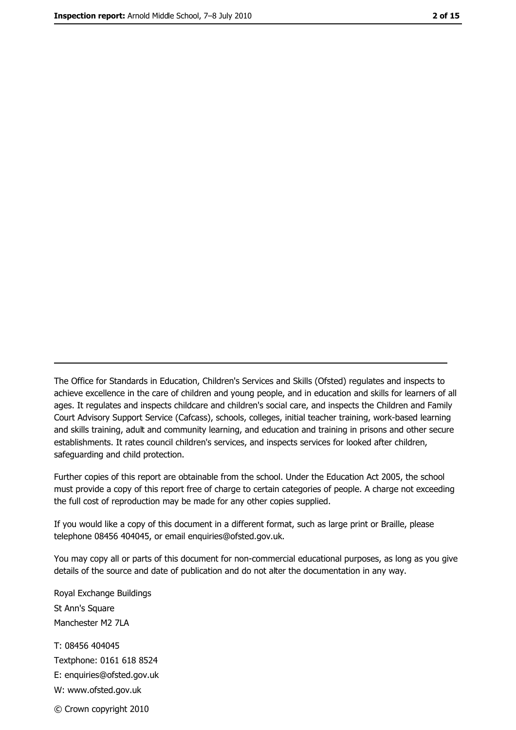---

The Office for Standards in Education, Children's Services and Skills (Ofsted) regulates and inspects to achieve excellence in the care of children and young people, and in education and skills for learners of all ages. It regulates and inspects childcare and children's social care, and inspects the Children and Family Court Advisory Support Service (Cafcass), schools, colleges, initial teacher training, work-based learning and skills training, adult and community learning, and education and training in prisons and other secure establishments. It rates council children's services, and inspects services for looked after children, safeguarding and child protection.

Further copies of this report are obtainable from the school. Under the Education Act 2005, the school must provide a copy of this report free of charge to certain categories of people. A charge not exceeding the full cost of reproduction may be made for any other copies supplied.

If you would like a copy of this document in a different format, such as large print or Braille, please telephone 08456 404045, or email enquiries@ofsted.gov.uk.

You may copy all or parts of this document for non-commercial educational purposes, as long as you give details of the source and date of publication and do not alter the documentation in any way.

Royal Exchange Buildings
St Ann's Square
Manchester M2 7LA

T: 08456 404045
Textphone: 0161 618 8524
E: enquiries@ofsted.gov.uk
W: www.ofsted.gov.uk

© Crown copyright 2010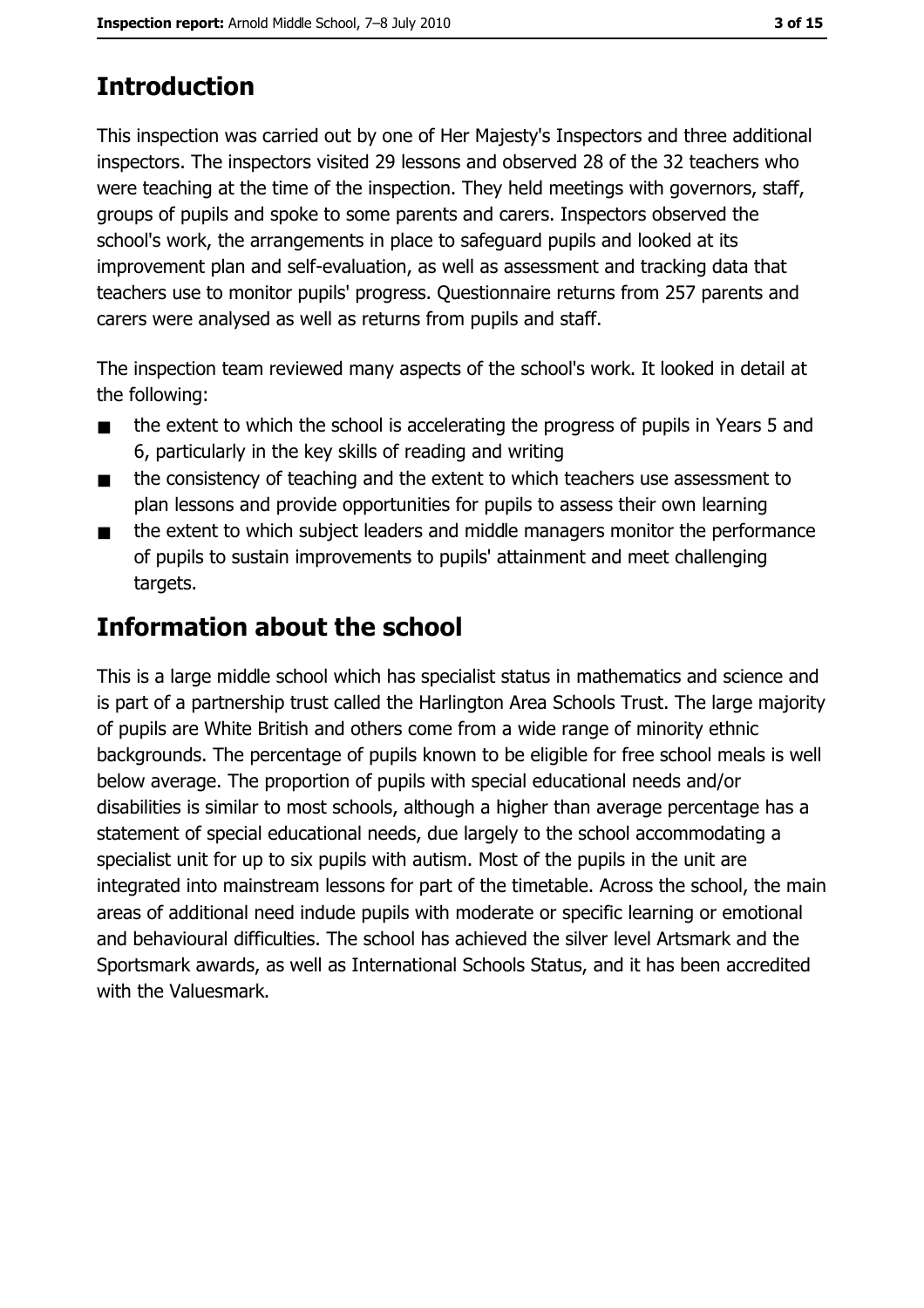# Introduction

This inspection was carried out by one of Her Majesty's Inspectors and three additional inspectors. The inspectors visited 29 lessons and observed 28 of the 32 teachers who were teaching at the time of the inspection. They held meetings with governors, staff, groups of pupils and spoke to some parents and carers. Inspectors observed the school's work, the arrangements in place to safeguard pupils and looked at its improvement plan and self-evaluation, as well as assessment and tracking data that teachers use to monitor pupils' progress. Questionnaire returns from 257 parents and carers were analysed as well as returns from pupils and staff.

The inspection team reviewed many aspects of the school's work. It looked in detail at the following:

- the extent to which the school is accelerating the progress of pupils in Years 5 and 6, particularly in the key skills of reading and writing
- the consistency of teaching and the extent to which teachers use assessment to plan lessons and provide opportunities for pupils to assess their own learning
- the extent to which subject leaders and middle managers monitor the performance of pupils to sustain improvements to pupils' attainment and meet challenging targets.

# Information about the school

This is a large middle school which has specialist status in mathematics and science and is part of a partnership trust called the Harlington Area Schools Trust. The large majority of pupils are White British and others come from a wide range of minority ethnic backgrounds. The percentage of pupils known to be eligible for free school meals is well below average. The proportion of pupils with special educational needs and/or disabilities is similar to most schools, although a higher than average percentage has a statement of special educational needs, due largely to the school accommodating a specialist unit for up to six pupils with autism. Most of the pupils in the unit are integrated into mainstream lessons for part of the timetable. Across the school, the main areas of additional need indude pupils with moderate or specific learning or emotional and behavioural difficulties. The school has achieved the silver level Artsmark and the Sportsmark awards, as well as International Schools Status, and it has been accredited with the Valuesmark.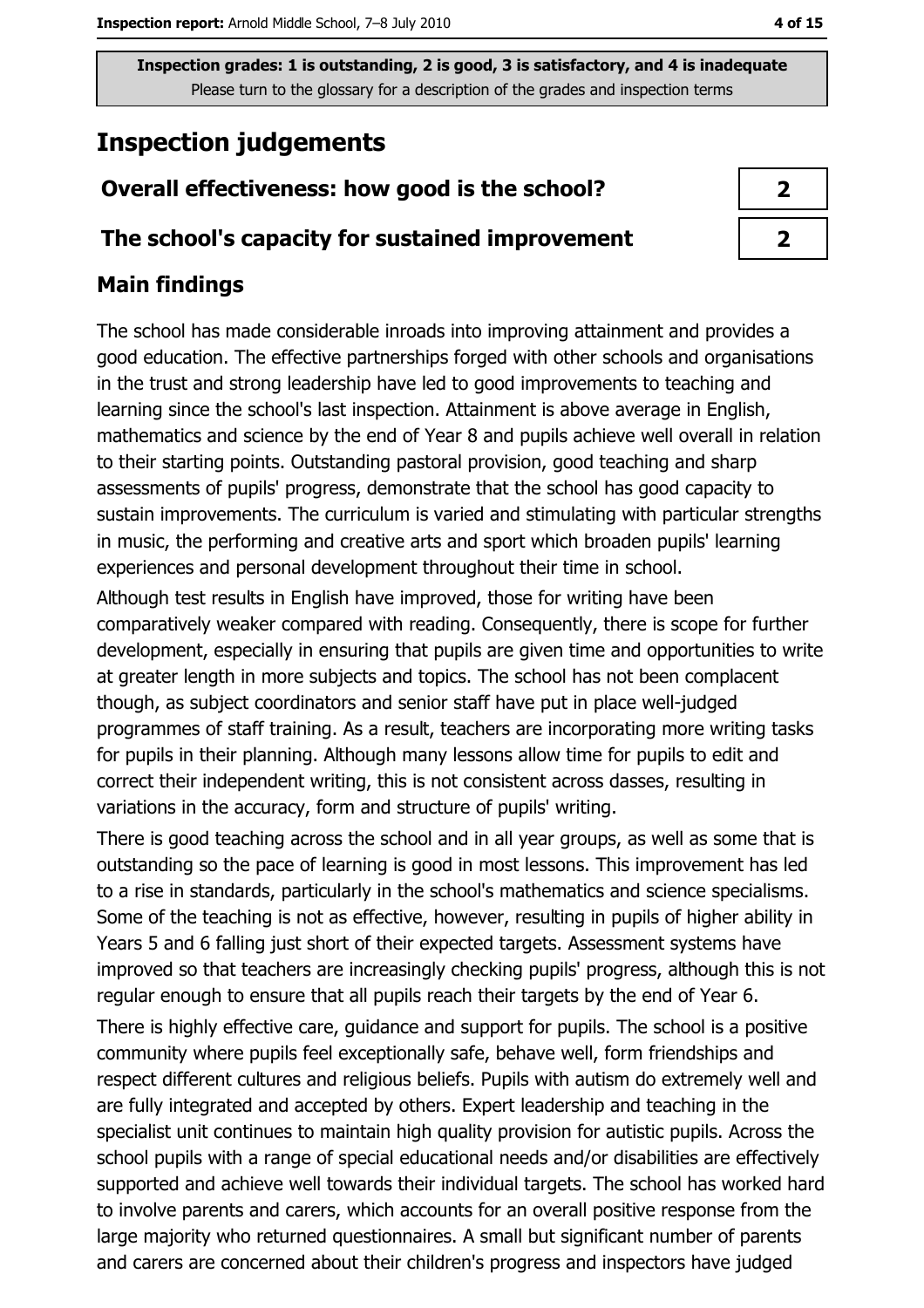Inspection grades: 1 is outstanding, 2 is good, 3 is satisfactory, and 4 is inadequate
Please turn to the glossary for a description of the grades and inspection terms

## Inspection judgements

| Overall effectiveness: how good is the school? | 2 |
| --- | --- |
| The school's capacity for sustained improvement | 2 |

### Main findings

The school has made considerable inroads into improving attainment and provides a good education. The effective partnerships forged with other schools and organisations in the trust and strong leadership have led to good improvements to teaching and learning since the school's last inspection. Attainment is above average in English, mathematics and science by the end of Year 8 and pupils achieve well overall in relation to their starting points. Outstanding pastoral provision, good teaching and sharp assessments of pupils' progress, demonstrate that the school has good capacity to sustain improvements. The curriculum is varied and stimulating with particular strengths in music, the performing and creative arts and sport which broaden pupils' learning experiences and personal development throughout their time in school.

Although test results in English have improved, those for writing have been comparatively weaker compared with reading. Consequently, there is scope for further development, especially in ensuring that pupils are given time and opportunities to write at greater length in more subjects and topics. The school has not been complacent though, as subject coordinators and senior staff have put in place well-judged programmes of staff training. As a result, teachers are incorporating more writing tasks for pupils in their planning. Although many lessons allow time for pupils to edit and correct their independent writing, this is not consistent across dasses, resulting in variations in the accuracy, form and structure of pupils' writing.

There is good teaching across the school and in all year groups, as well as some that is outstanding so the pace of learning is good in most lessons. This improvement has led to a rise in standards, particularly in the school's mathematics and science specialisms. Some of the teaching is not as effective, however, resulting in pupils of higher ability in Years 5 and 6 falling just short of their expected targets. Assessment systems have improved so that teachers are increasingly checking pupils' progress, although this is not regular enough to ensure that all pupils reach their targets by the end of Year 6.

There is highly effective care, guidance and support for pupils. The school is a positive community where pupils feel exceptionally safe, behave well, form friendships and respect different cultures and religious beliefs. Pupils with autism do extremely well and are fully integrated and accepted by others. Expert leadership and teaching in the specialist unit continues to maintain high quality provision for autistic pupils. Across the school pupils with a range of special educational needs and/or disabilities are effectively supported and achieve well towards their individual targets. The school has worked hard to involve parents and carers, which accounts for an overall positive response from the large majority who returned questionnaires. A small but significant number of parents and carers are concerned about their children's progress and inspectors have judged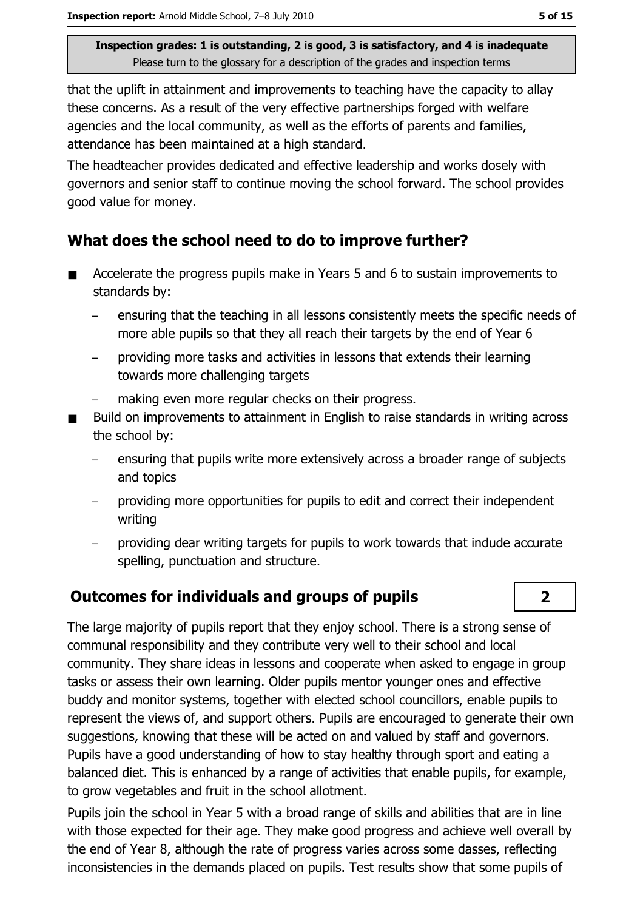that the uplift in attainment and improvements to teaching have the capacity to allay these concerns. As a result of the very effective partnerships forged with welfare agencies and the local community, as well as the efforts of parents and families, attendance has been maintained at a high standard.

The headteacher provides dedicated and effective leadership and works dosely with governors and senior staff to continue moving the school forward. The school provides good value for money.

## What does the school need to do to improve further?

- Accelerate the progress pupils make in Years 5 and 6 to sustain improvements to standards by:
  - ensuring that the teaching in all lessons consistently meets the specific needs of more able pupils so that they all reach their targets by the end of Year 6
  - providing more tasks and activities in lessons that extends their learning towards more challenging targets
  - making even more regular checks on their progress.
- Build on improvements to attainment in English to raise standards in writing across the school by:
  - ensuring that pupils write more extensively across a broader range of subjects and topics
  - providing more opportunities for pupils to edit and correct their independent writing
  - providing dear writing targets for pupils to work towards that indude accurate spelling, punctuation and structure.

## Outcomes for individuals and groups of pupils — 2

The large majority of pupils report that they enjoy school. There is a strong sense of communal responsibility and they contribute very well to their school and local community. They share ideas in lessons and cooperate when asked to engage in group tasks or assess their own learning. Older pupils mentor younger ones and effective buddy and monitor systems, together with elected school councillors, enable pupils to represent the views of, and support others. Pupils are encouraged to generate their own suggestions, knowing that these will be acted on and valued by staff and governors. Pupils have a good understanding of how to stay healthy through sport and eating a balanced diet. This is enhanced by a range of activities that enable pupils, for example, to grow vegetables and fruit in the school allotment.

Pupils join the school in Year 5 with a broad range of skills and abilities that are in line with those expected for their age. They make good progress and achieve well overall by the end of Year 8, although the rate of progress varies across some dasses, reflecting inconsistencies in the demands placed on pupils. Test results show that some pupils of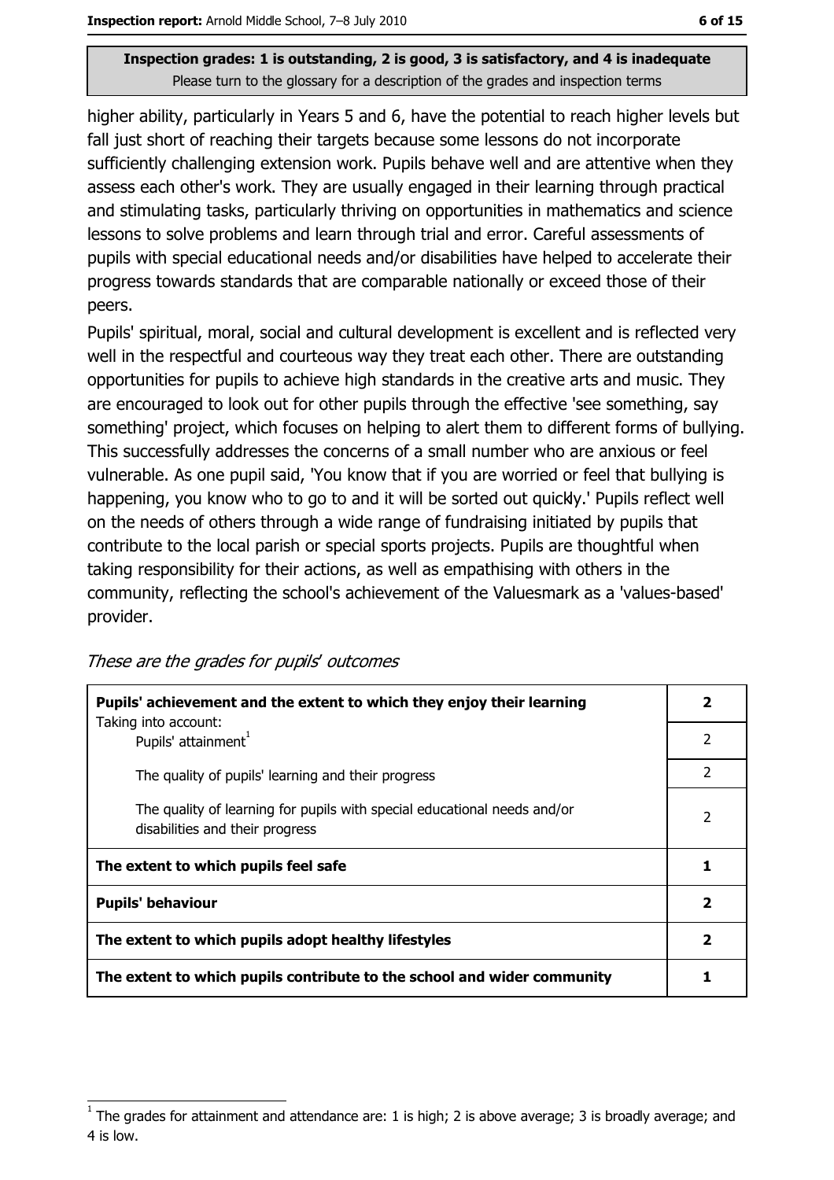**Inspection grades: 1 is outstanding, 2 is good, 3 is satisfactory, and 4 is inadequate**
Please turn to the glossary for a description of the grades and inspection terms

higher ability, particularly in Years 5 and 6, have the potential to reach higher levels but fall just short of reaching their targets because some lessons do not incorporate sufficiently challenging extension work. Pupils behave well and are attentive when they assess each other's work. They are usually engaged in their learning through practical and stimulating tasks, particularly thriving on opportunities in mathematics and science lessons to solve problems and learn through trial and error. Careful assessments of pupils with special educational needs and/or disabilities have helped to accelerate their progress towards standards that are comparable nationally or exceed those of their peers.

Pupils' spiritual, moral, social and cultural development is excellent and is reflected very well in the respectful and courteous way they treat each other. There are outstanding opportunities for pupils to achieve high standards in the creative arts and music. They are encouraged to look out for other pupils through the effective 'see something, say something' project, which focuses on helping to alert them to different forms of bullying. This successfully addresses the concerns of a small number who are anxious or feel vulnerable. As one pupil said, 'You know that if you are worried or feel that bullying is happening, you know who to go to and it will be sorted out quickly.' Pupils reflect well on the needs of others through a wide range of fundraising initiated by pupils that contribute to the local parish or special sports projects. Pupils are thoughtful when taking responsibility for their actions, as well as empathising with others in the community, reflecting the school's achievement of the Valuesmark as a 'values-based' provider.

*These are the grades for pupils' outcomes*

| | |
|---|---|
| **Pupils' achievement and the extent to which they enjoy their learning** | **2** |
| Taking into account: Pupils' attainment[1] | 2 |
| The quality of pupils' learning and their progress | 2 |
| The quality of learning for pupils with special educational needs and/or disabilities and their progress | 2 |
| **The extent to which pupils feel safe** | **1** |
| **Pupils' behaviour** | **2** |
| **The extent to which pupils adopt healthy lifestyles** | **2** |
| **The extent to which pupils contribute to the school and wider community** | **1** |

[1] The grades for attainment and attendance are: 1 is high; 2 is above average; 3 is broadly average; and 4 is low.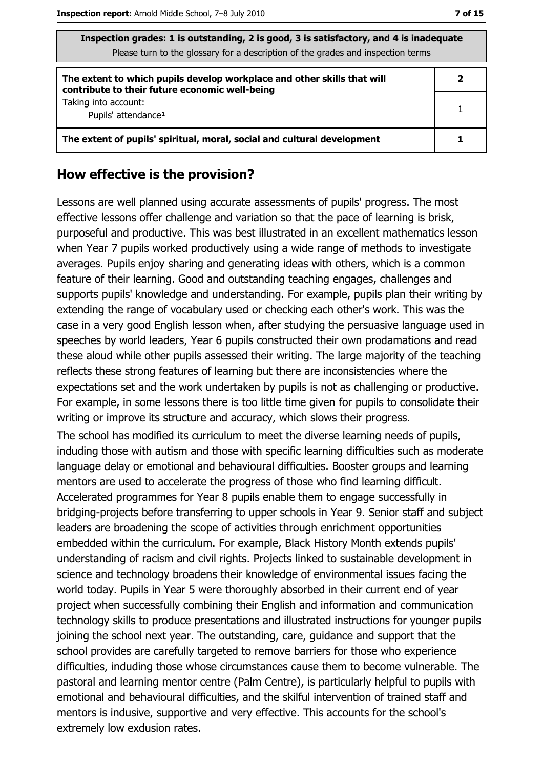Inspection grades: 1 is outstanding, 2 is good, 3 is satisfactory, and 4 is inadequate
Please turn to the glossary for a description of the grades and inspection terms

| | |
|---|---|
| **The extent to which pupils develop workplace and other skills that will contribute to their future economic well-being** | **2** |
| Taking into account: Pupils' attendance[1] | 1 |
| **The extent of pupils' spiritual, moral, social and cultural development** | **1** |

## How effective is the provision?

Lessons are well planned using accurate assessments of pupils' progress. The most effective lessons offer challenge and variation so that the pace of learning is brisk, purposeful and productive. This was best illustrated in an excellent mathematics lesson when Year 7 pupils worked productively using a wide range of methods to investigate averages. Pupils enjoy sharing and generating ideas with others, which is a common feature of their learning. Good and outstanding teaching engages, challenges and supports pupils' knowledge and understanding. For example, pupils plan their writing by extending the range of vocabulary used or checking each other's work. This was the case in a very good English lesson when, after studying the persuasive language used in speeches by world leaders, Year 6 pupils constructed their own prodamations and read these aloud while other pupils assessed their writing. The large majority of the teaching reflects these strong features of learning but there are inconsistencies where the expectations set and the work undertaken by pupils is not as challenging or productive. For example, in some lessons there is too little time given for pupils to consolidate their writing or improve its structure and accuracy, which slows their progress.

The school has modified its curriculum to meet the diverse learning needs of pupils, induding those with autism and those with specific learning difficulties such as moderate language delay or emotional and behavioural difficulties. Booster groups and learning mentors are used to accelerate the progress of those who find learning difficult. Accelerated programmes for Year 8 pupils enable them to engage successfully in bridging-projects before transferring to upper schools in Year 9. Senior staff and subject leaders are broadening the scope of activities through enrichment opportunities embedded within the curriculum. For example, Black History Month extends pupils' understanding of racism and civil rights. Projects linked to sustainable development in science and technology broadens their knowledge of environmental issues facing the world today. Pupils in Year 5 were thoroughly absorbed in their current end of year project when successfully combining their English and information and communication technology skills to produce presentations and illustrated instructions for younger pupils joining the school next year. The outstanding, care, guidance and support that the school provides are carefully targeted to remove barriers for those who experience difficulties, induding those whose circumstances cause them to become vulnerable. The pastoral and learning mentor centre (Palm Centre), is particularly helpful to pupils with emotional and behavioural difficulties, and the skilful intervention of trained staff and mentors is indusive, supportive and very effective. This accounts for the school's extremely low exdusion rates.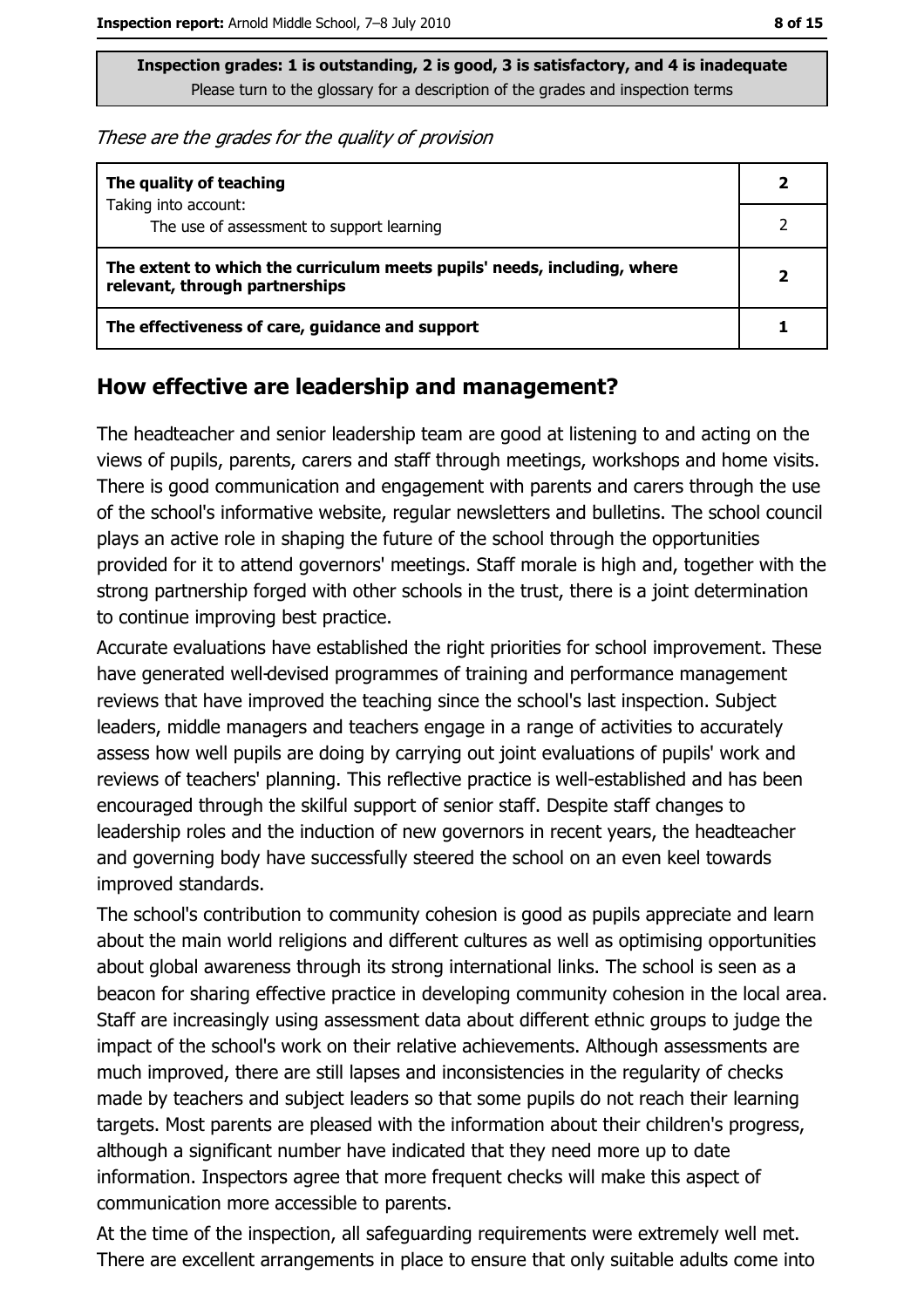**Inspection grades: 1 is outstanding, 2 is good, 3 is satisfactory, and 4 is inadequate**
Please turn to the glossary for a description of the grades and inspection terms

*These are the grades for the quality of provision*

| | |
|---|---|
| **The quality of teaching** Taking into account: | **2** |
| The use of assessment to support learning | 2 |
| **The extent to which the curriculum meets pupils' needs, including, where relevant, through partnerships** | **2** |
| **The effectiveness of care, guidance and support** | **1** |

## How effective are leadership and management?

The headteacher and senior leadership team are good at listening to and acting on the views of pupils, parents, carers and staff through meetings, workshops and home visits. There is good communication and engagement with parents and carers through the use of the school's informative website, regular newsletters and bulletins. The school council plays an active role in shaping the future of the school through the opportunities provided for it to attend governors' meetings. Staff morale is high and, together with the strong partnership forged with other schools in the trust, there is a joint determination to continue improving best practice.

Accurate evaluations have established the right priorities for school improvement. These have generated well-devised programmes of training and performance management reviews that have improved the teaching since the school's last inspection. Subject leaders, middle managers and teachers engage in a range of activities to accurately assess how well pupils are doing by carrying out joint evaluations of pupils' work and reviews of teachers' planning. This reflective practice is well-established and has been encouraged through the skilful support of senior staff. Despite staff changes to leadership roles and the induction of new governors in recent years, the headteacher and governing body have successfully steered the school on an even keel towards improved standards.

The school's contribution to community cohesion is good as pupils appreciate and learn about the main world religions and different cultures as well as optimising opportunities about global awareness through its strong international links. The school is seen as a beacon for sharing effective practice in developing community cohesion in the local area. Staff are increasingly using assessment data about different ethnic groups to judge the impact of the school's work on their relative achievements. Although assessments are much improved, there are still lapses and inconsistencies in the regularity of checks made by teachers and subject leaders so that some pupils do not reach their learning targets. Most parents are pleased with the information about their children's progress, although a significant number have indicated that they need more up to date information. Inspectors agree that more frequent checks will make this aspect of communication more accessible to parents.

At the time of the inspection, all safeguarding requirements were extremely well met. There are excellent arrangements in place to ensure that only suitable adults come into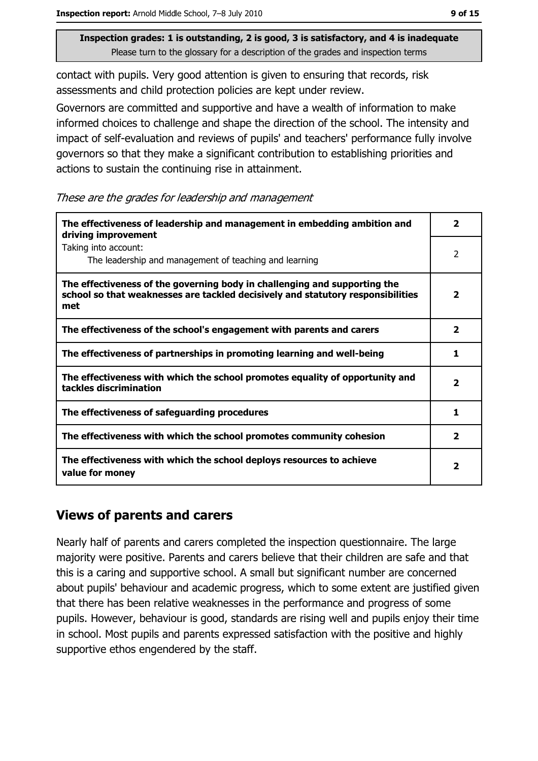**Inspection grades: 1 is outstanding, 2 is good, 3 is satisfactory, and 4 is inadequate**
Please turn to the glossary for a description of the grades and inspection terms

contact with pupils. Very good attention is given to ensuring that records, risk assessments and child protection policies are kept under review.

Governors are committed and supportive and have a wealth of information to make informed choices to challenge and shape the direction of the school. The intensity and impact of self-evaluation and reviews of pupils' and teachers' performance fully involve governors so that they make a significant contribution to establishing priorities and actions to sustain the continuing rise in attainment.

*These are the grades for leadership and management*

| | |
|---|---|
| **The effectiveness of leadership and management in embedding ambition and driving improvement** | **2** |
| Taking into account: The leadership and management of teaching and learning | 2 |
| **The effectiveness of the governing body in challenging and supporting the school so that weaknesses are tackled decisively and statutory responsibilities met** | **2** |
| **The effectiveness of the school's engagement with parents and carers** | **2** |
| **The effectiveness of partnerships in promoting learning and well-being** | **1** |
| **The effectiveness with which the school promotes equality of opportunity and tackles discrimination** | **2** |
| **The effectiveness of safeguarding procedures** | **1** |
| **The effectiveness with which the school promotes community cohesion** | **2** |
| **The effectiveness with which the school deploys resources to achieve value for money** | **2** |

## Views of parents and carers

Nearly half of parents and carers completed the inspection questionnaire. The large majority were positive. Parents and carers believe that their children are safe and that this is a caring and supportive school. A small but significant number are concerned about pupils' behaviour and academic progress, which to some extent are justified given that there has been relative weaknesses in the performance and progress of some pupils. However, behaviour is good, standards are rising well and pupils enjoy their time in school. Most pupils and parents expressed satisfaction with the positive and highly supportive ethos engendered by the staff.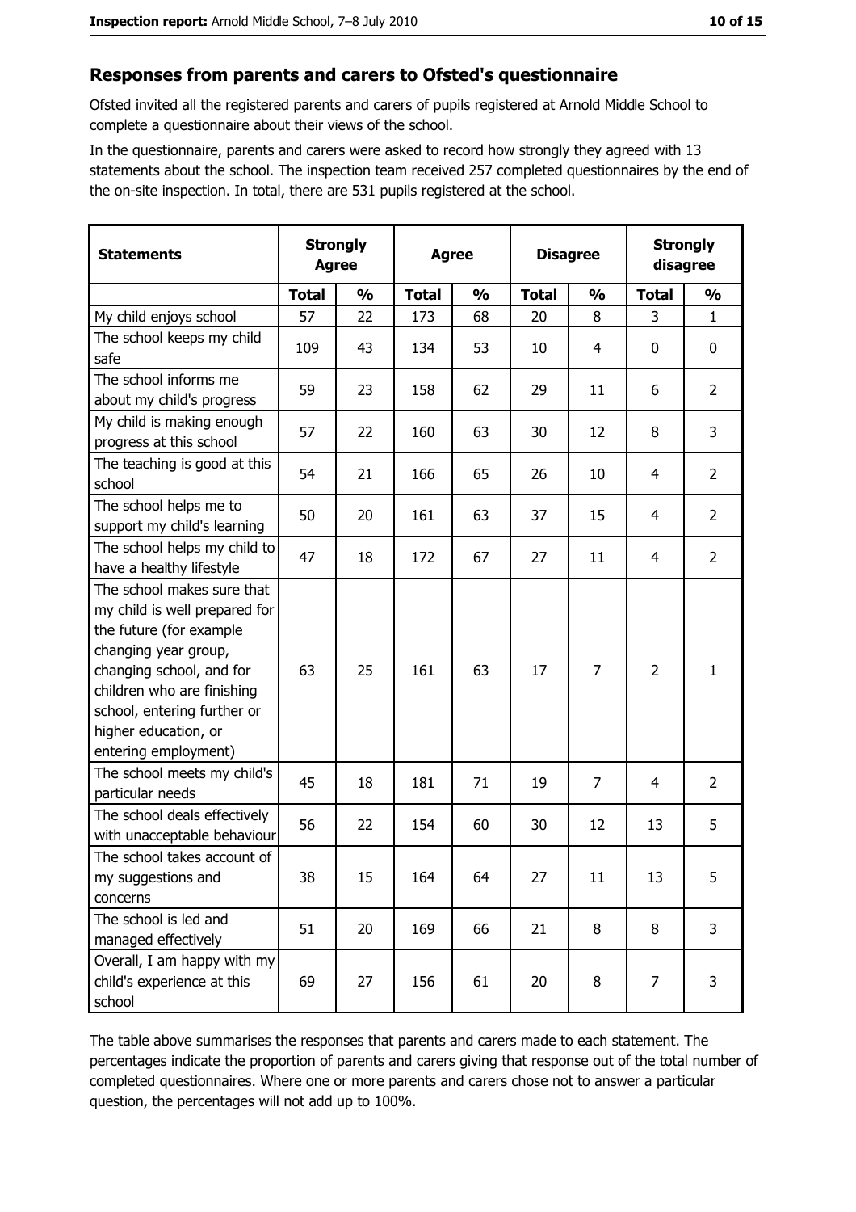## Responses from parents and carers to Ofsted's questionnaire

Ofsted invited all the registered parents and carers of pupils registered at Arnold Middle School to complete a questionnaire about their views of the school.

In the questionnaire, parents and carers were asked to record how strongly they agreed with 13 statements about the school. The inspection team received 257 completed questionnaires by the end of the on-site inspection. In total, there are 531 pupils registered at the school.

| Statements | Strongly Agree | | Agree | | Disagree | | Strongly disagree | |
|---|---|---|---|---|---|---|---|---|
| | Total | % | Total | % | Total | % | Total | % |
| My child enjoys school | 57 | 22 | 173 | 68 | 20 | 8 | 3 | 1 |
| The school keeps my child safe | 109 | 43 | 134 | 53 | 10 | 4 | 0 | 0 |
| The school informs me about my child's progress | 59 | 23 | 158 | 62 | 29 | 11 | 6 | 2 |
| My child is making enough progress at this school | 57 | 22 | 160 | 63 | 30 | 12 | 8 | 3 |
| The teaching is good at this school | 54 | 21 | 166 | 65 | 26 | 10 | 4 | 2 |
| The school helps me to support my child's learning | 50 | 20 | 161 | 63 | 37 | 15 | 4 | 2 |
| The school helps my child to have a healthy lifestyle | 47 | 18 | 172 | 67 | 27 | 11 | 4 | 2 |
| The school makes sure that my child is well prepared for the future (for example changing year group, changing school, and for children who are finishing school, entering further or higher education, or entering employment) | 63 | 25 | 161 | 63 | 17 | 7 | 2 | 1 |
| The school meets my child's particular needs | 45 | 18 | 181 | 71 | 19 | 7 | 4 | 2 |
| The school deals effectively with unacceptable behaviour | 56 | 22 | 154 | 60 | 30 | 12 | 13 | 5 |
| The school takes account of my suggestions and concerns | 38 | 15 | 164 | 64 | 27 | 11 | 13 | 5 |
| The school is led and managed effectively | 51 | 20 | 169 | 66 | 21 | 8 | 8 | 3 |
| Overall, I am happy with my child's experience at this school | 69 | 27 | 156 | 61 | 20 | 8 | 7 | 3 |

The table above summarises the responses that parents and carers made to each statement. The percentages indicate the proportion of parents and carers giving that response out of the total number of completed questionnaires. Where one or more parents and carers chose not to answer a particular question, the percentages will not add up to 100%.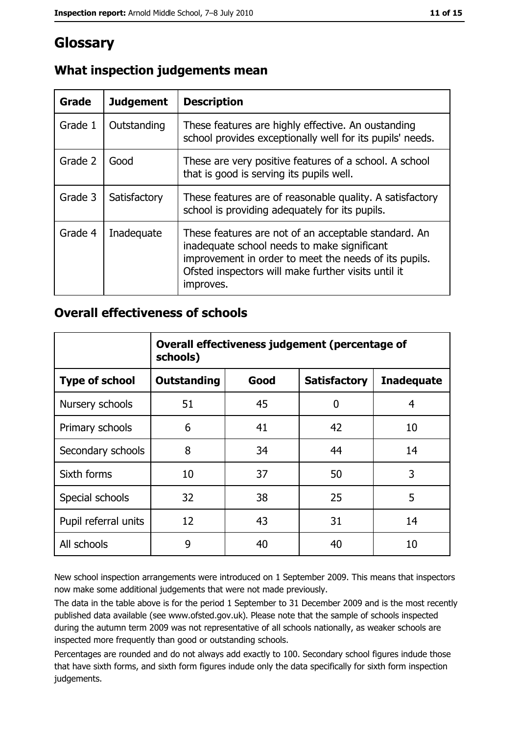# Glossary

## What inspection judgements mean

| Grade | Judgement | Description |
| --- | --- | --- |
| Grade 1 | Outstanding | These features are highly effective. An oustanding school provides exceptionally well for its pupils' needs. |
| Grade 2 | Good | These are very positive features of a school. A school that is good is serving its pupils well. |
| Grade 3 | Satisfactory | These features are of reasonable quality. A satisfactory school is providing adequately for its pupils. |
| Grade 4 | Inadequate | These features are not of an acceptable standard. An inadequate school needs to make significant improvement in order to meet the needs of its pupils. Ofsted inspectors will make further visits until it improves. |

## Overall effectiveness of schools

| | Overall effectiveness judgement (percentage of schools) | | | |
| --- | --- | --- | --- | --- |
| **Type of school** | **Outstanding** | **Good** | **Satisfactory** | **Inadequate** |
| Nursery schools | 51 | 45 | 0 | 4 |
| Primary schools | 6 | 41 | 42 | 10 |
| Secondary schools | 8 | 34 | 44 | 14 |
| Sixth forms | 10 | 37 | 50 | 3 |
| Special schools | 32 | 38 | 25 | 5 |
| Pupil referral units | 12 | 43 | 31 | 14 |
| All schools | 9 | 40 | 40 | 10 |

New school inspection arrangements were introduced on 1 September 2009. This means that inspectors now make some additional judgements that were not made previously.

The data in the table above is for the period 1 September to 31 December 2009 and is the most recently published data available (see www.ofsted.gov.uk). Please note that the sample of schools inspected during the autumn term 2009 was not representative of all schools nationally, as weaker schools are inspected more frequently than good or outstanding schools.

Percentages are rounded and do not always add exactly to 100. Secondary school figures indude those that have sixth forms, and sixth form figures indude only the data specifically for sixth form inspection judgements.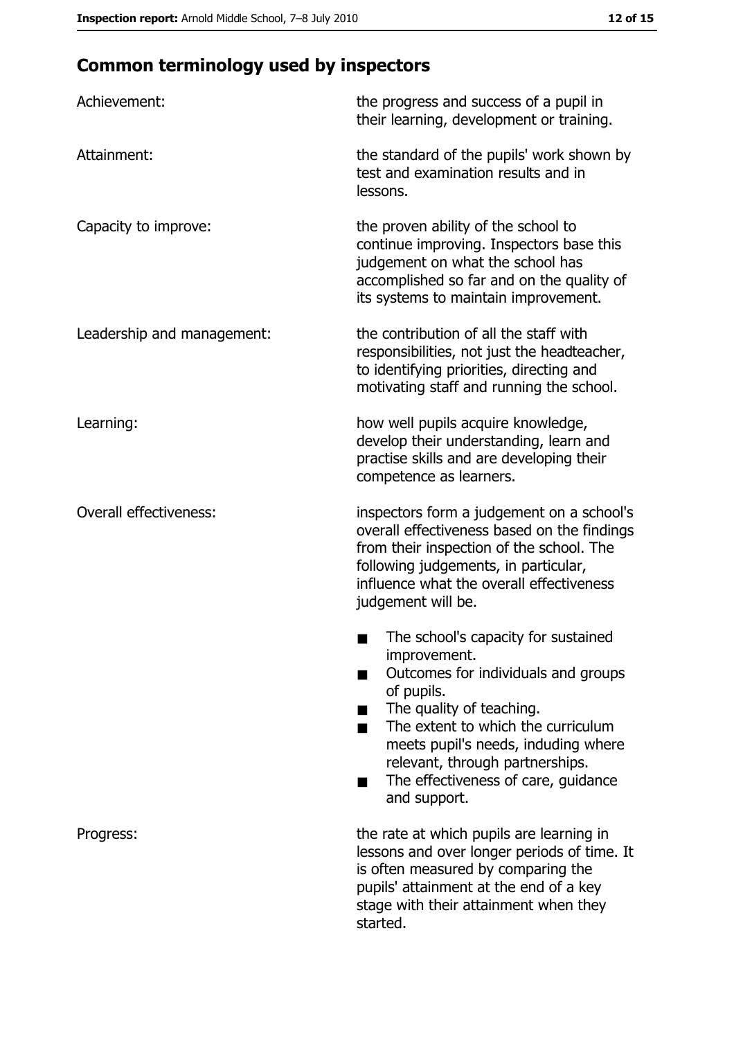## Common terminology used by inspectors

| | |
|---|---|
| Achievement: | the progress and success of a pupil in their learning, development or training. |
| Attainment: | the standard of the pupils' work shown by test and examination results and in lessons. |
| Capacity to improve: | the proven ability of the school to continue improving. Inspectors base this judgement on what the school has accomplished so far and on the quality of its systems to maintain improvement. |
| Leadership and management: | the contribution of all the staff with responsibilities, not just the headteacher, to identifying priorities, directing and motivating staff and running the school. |
| Learning: | how well pupils acquire knowledge, develop their understanding, learn and practise skills and are developing their competence as learners. |
| Overall effectiveness: | inspectors form a judgement on a school's overall effectiveness based on the findings from their inspection of the school. The following judgements, in particular, influence what the overall effectiveness judgement will be.<br>■ The school's capacity for sustained improvement.<br>■ Outcomes for individuals and groups of pupils.<br>■ The quality of teaching.<br>■ The extent to which the curriculum meets pupil's needs, induding where relevant, through partnerships.<br>■ The effectiveness of care, guidance and support. |
| Progress: | the rate at which pupils are learning in lessons and over longer periods of time. It is often measured by comparing the pupils' attainment at the end of a key stage with their attainment when they started. |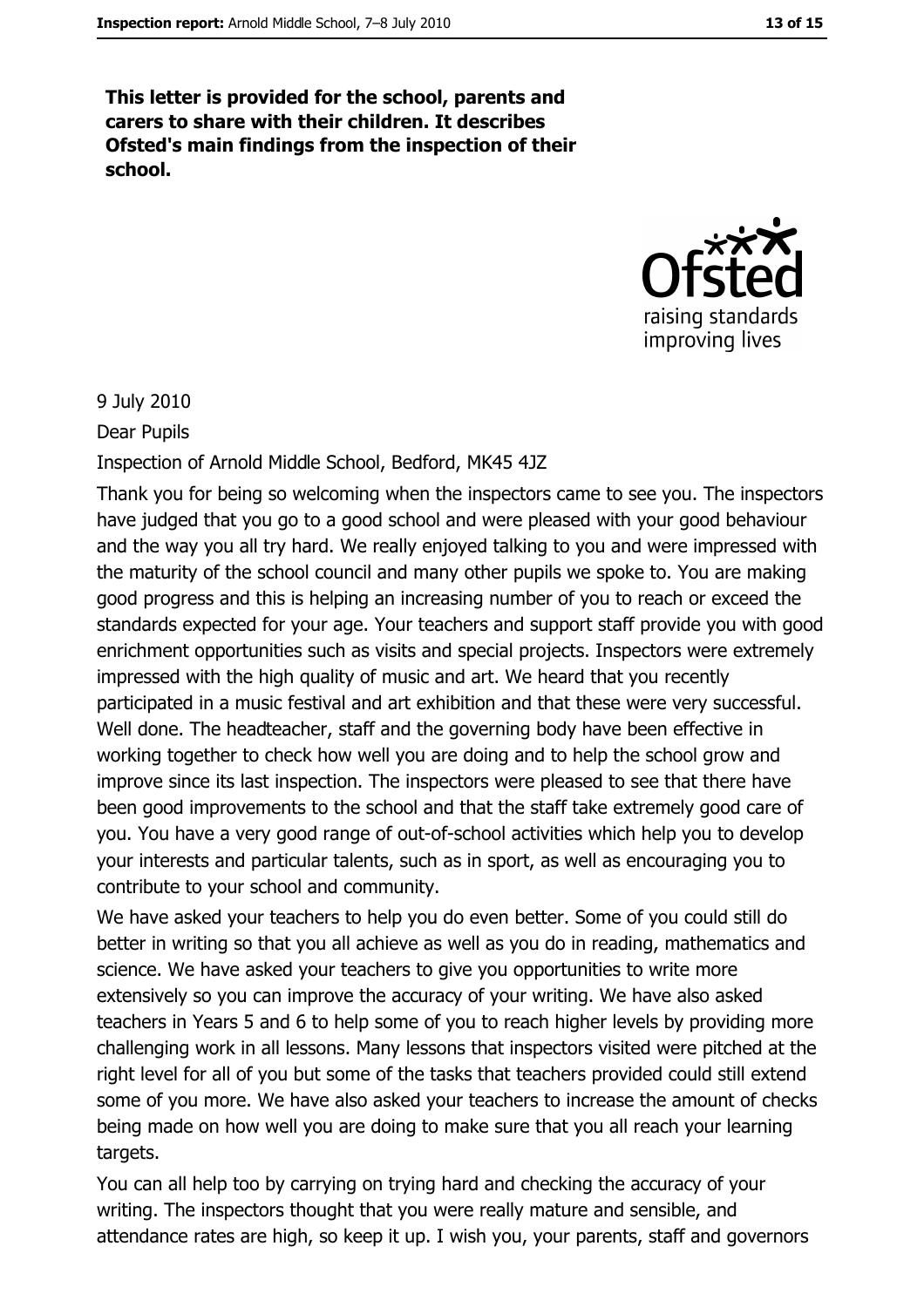**This letter is provided for the school, parents and carers to share with their children. It describes Ofsted's main findings from the inspection of their school.**

9 July 2010

Dear Pupils

Inspection of Arnold Middle School, Bedford, MK45 4JZ

Thank you for being so welcoming when the inspectors came to see you. The inspectors have judged that you go to a good school and were pleased with your good behaviour and the way you all try hard. We really enjoyed talking to you and were impressed with the maturity of the school council and many other pupils we spoke to. You are making good progress and this is helping an increasing number of you to reach or exceed the standards expected for your age. Your teachers and support staff provide you with good enrichment opportunities such as visits and special projects. Inspectors were extremely impressed with the high quality of music and art. We heard that you recently participated in a music festival and art exhibition and that these were very successful. Well done. The headteacher, staff and the governing body have been effective in working together to check how well you are doing and to help the school grow and improve since its last inspection. The inspectors were pleased to see that there have been good improvements to the school and that the staff take extremely good care of you. You have a very good range of out-of-school activities which help you to develop your interests and particular talents, such as in sport, as well as encouraging you to contribute to your school and community.

We have asked your teachers to help you do even better. Some of you could still do better in writing so that you all achieve as well as you do in reading, mathematics and science. We have asked your teachers to give you opportunities to write more extensively so you can improve the accuracy of your writing. We have also asked teachers in Years 5 and 6 to help some of you to reach higher levels by providing more challenging work in all lessons. Many lessons that inspectors visited were pitched at the right level for all of you but some of the tasks that teachers provided could still extend some of you more. We have also asked your teachers to increase the amount of checks being made on how well you are doing to make sure that you all reach your learning targets.

You can all help too by carrying on trying hard and checking the accuracy of your writing. The inspectors thought that you were really mature and sensible, and attendance rates are high, so keep it up. I wish you, your parents, staff and governors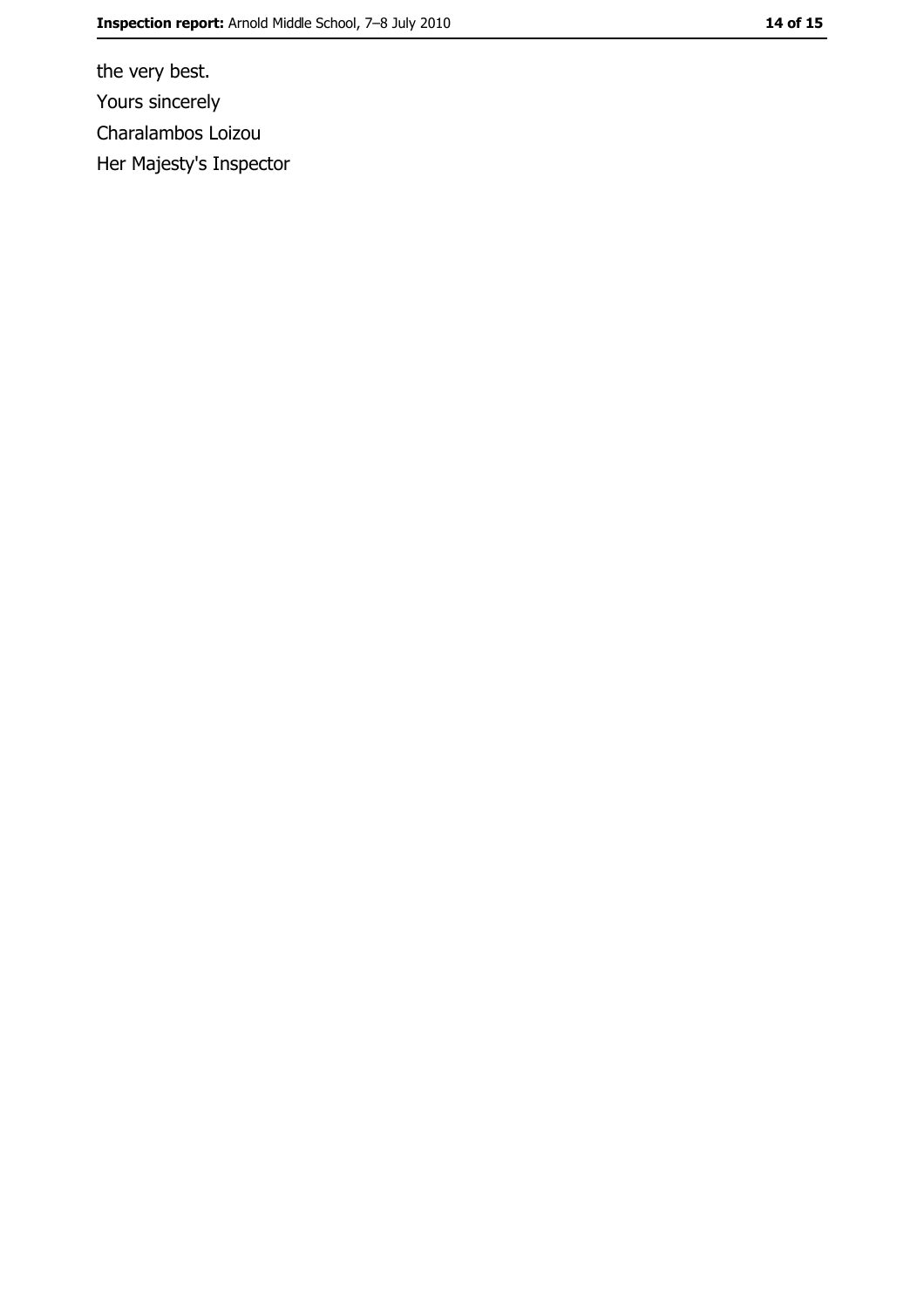the very best.

Yours sincerely

Charalambos Loizou

Her Majesty's Inspector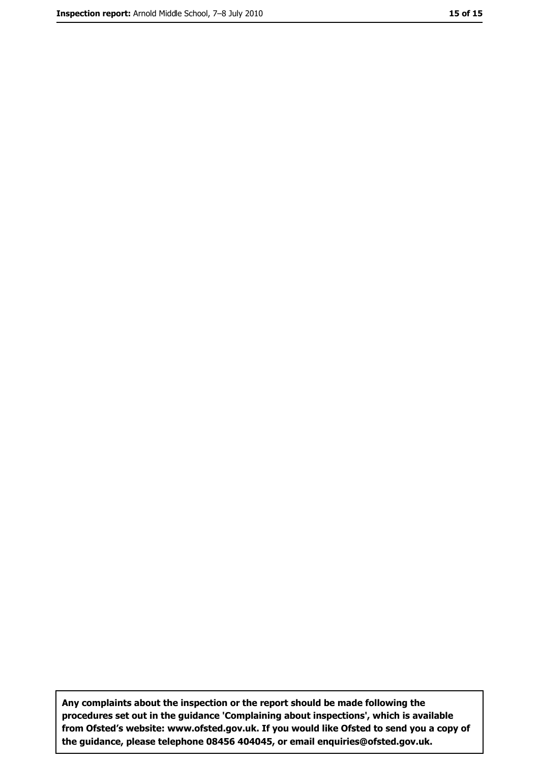**Any complaints about the inspection or the report should be made following the procedures set out in the guidance 'Complaining about inspections', which is available from Ofsted's website: www.ofsted.gov.uk. If you would like Ofsted to send you a copy of the guidance, please telephone 08456 404045, or email enquiries@ofsted.gov.uk.**